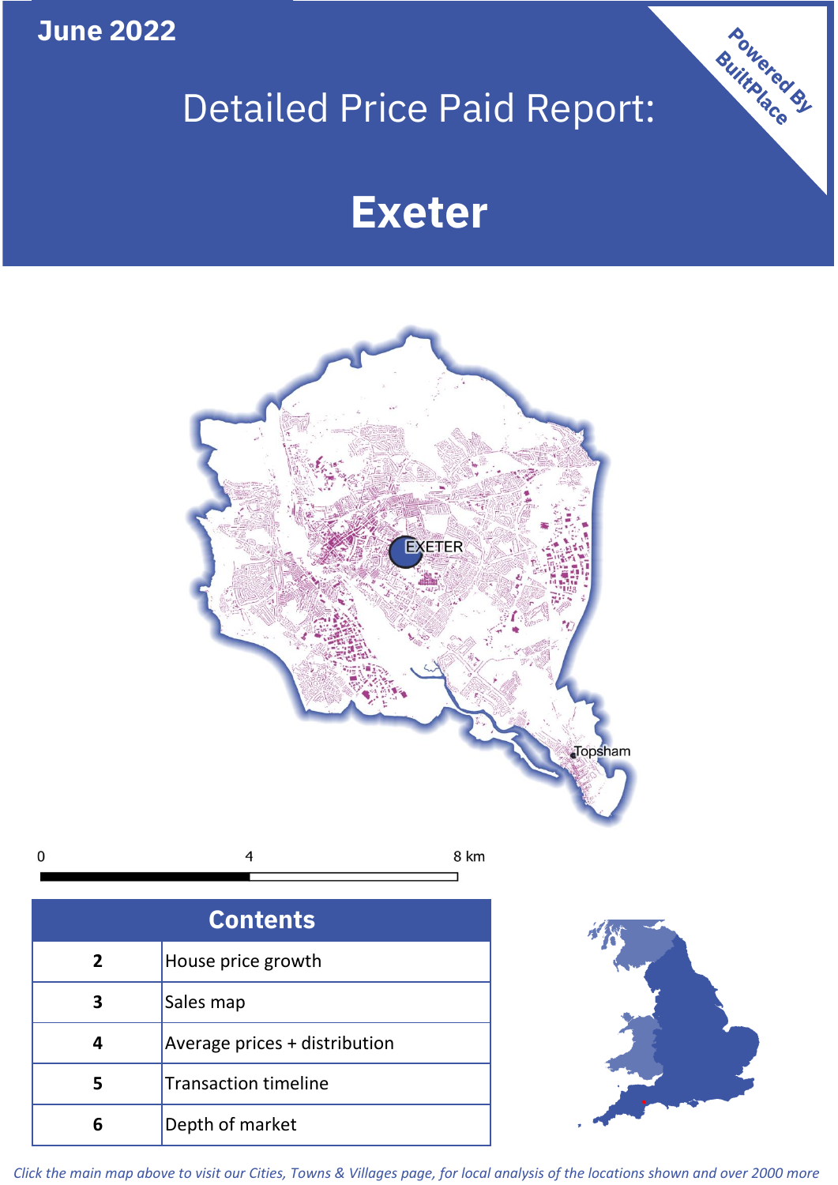June 2022

# Detailed Price Paid Report:

# Exeter

Powered By BuiltPlace

EXETER

Topsham

0 4 8 km

| Contents | |
|---|---|
| 2 | House price growth |
| 3 | Sales map |
| 4 | Average prices + distribution |
| 5 | Transaction timeline |
| 6 | Depth of market |

*Click the main map above to visit our Cities, Towns & Villages page, for local analysis of the locations shown and over 2000 more*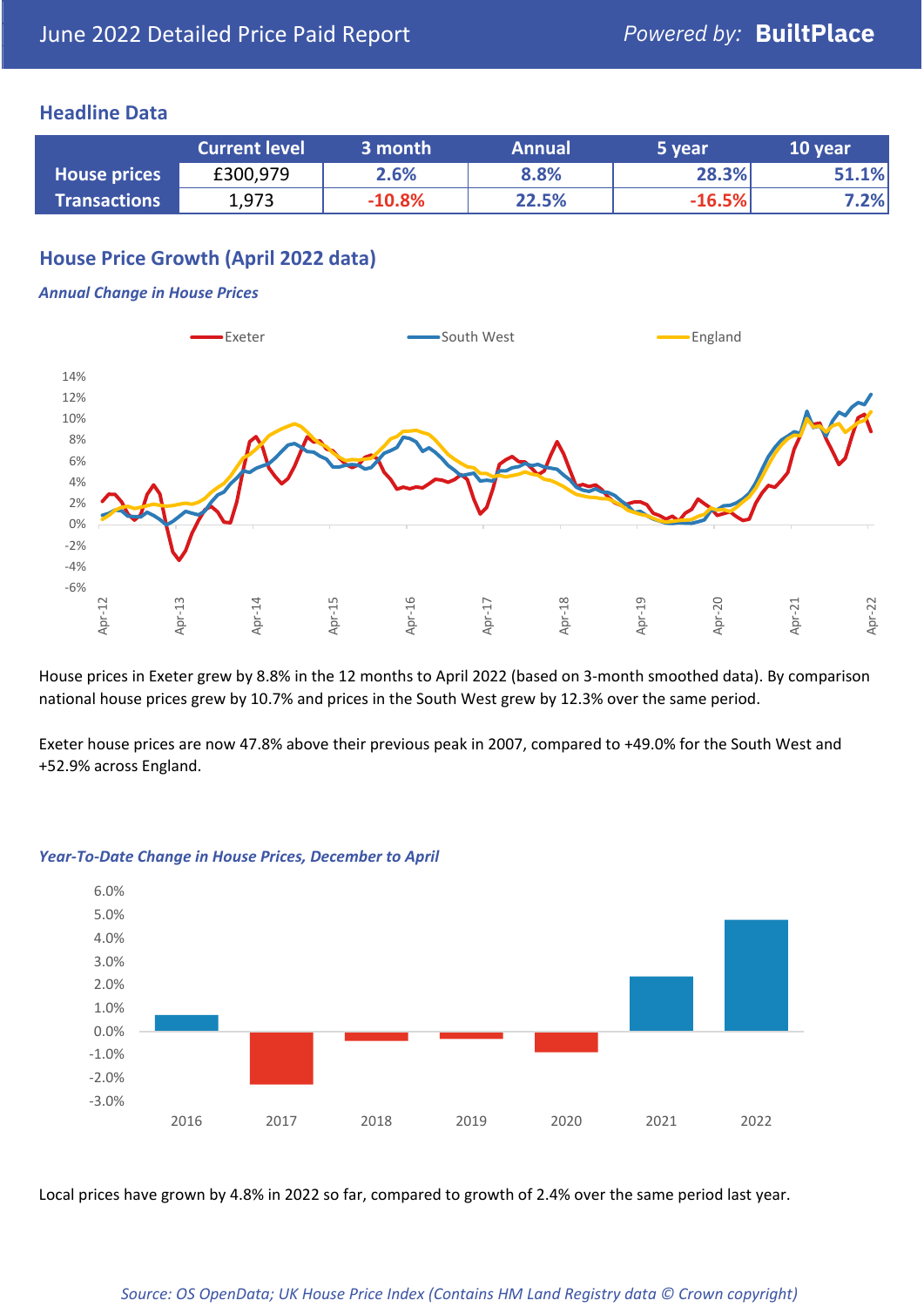June 2022 Detailed Price Paid Report

*Powered by:* **BuiltPlace**

## Headline Data

| | Current level | 3 month | Annual | 5 year | 10 year |
|---|---|---|---|---|---|
| **House prices** | £300,979 | 2.6% | 8.8% | 28.3% | 51.1% |
| **Transactions** | 1,973 | -10.8% | 22.5% | -16.5% | 7.2% |

## House Price Growth (April 2022 data)

### *Annual Change in House Prices*

House prices in Exeter grew by 8.8% in the 12 months to April 2022 (based on 3-month smoothed data). By comparison national house prices grew by 10.7% and prices in the South West grew by 12.3% over the same period.

Exeter house prices are now 47.8% above their previous peak in 2007, compared to +49.0% for the South West and +52.9% across England.

### *Year-To-Date Change in House Prices, December to April*

Local prices have grown by 4.8% in 2022 so far, compared to growth of 2.4% over the same period last year.

*Source: OS OpenData; UK House Price Index (Contains HM Land Registry data © Crown copyright)*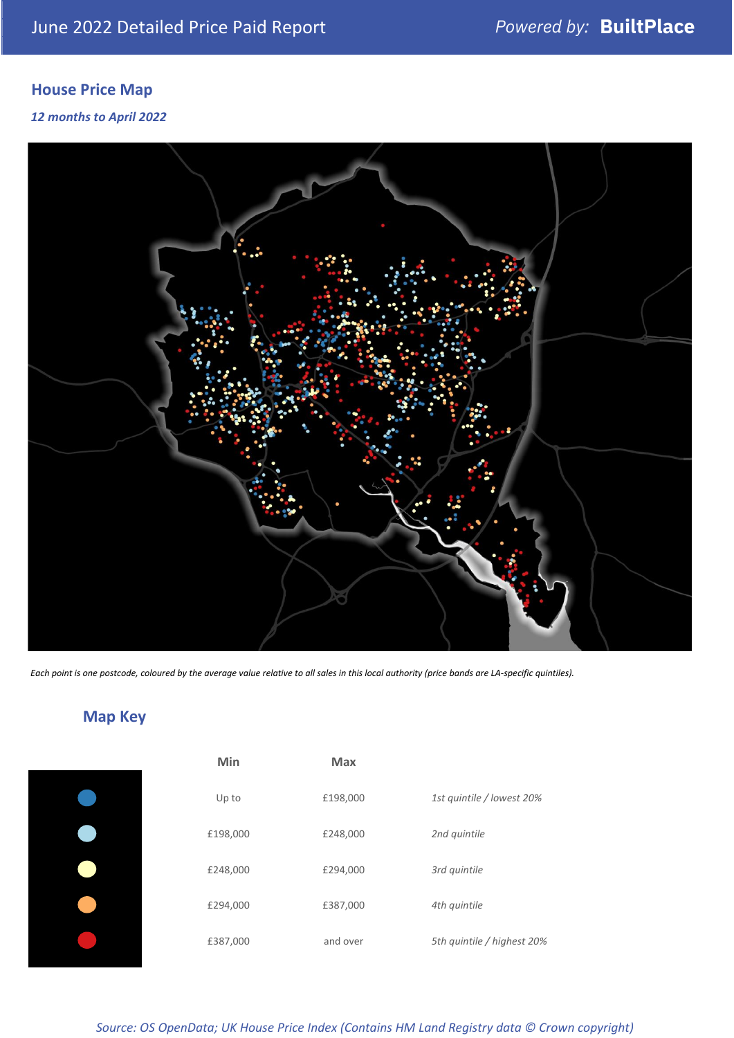## House Price Map

*12 months to April 2022*

*Each point is one postcode, coloured by the average value relative to all sales in this local authority (price bands are LA-specific quintiles).*

## Map Key

| | Min | Max | |
|---|---|---|---|
| Dark blue | Up to | £198,000 | *1st quintile / lowest 20%* |
| Light blue | £198,000 | £248,000 | *2nd quintile* |
| Pale yellow | £248,000 | £294,000 | *3rd quintile* |
| Orange | £294,000 | £387,000 | *4th quintile* |
| Red | £387,000 | and over | *5th quintile / highest 20%* |

*Source: OS OpenData; UK House Price Index (Contains HM Land Registry data © Crown copyright)*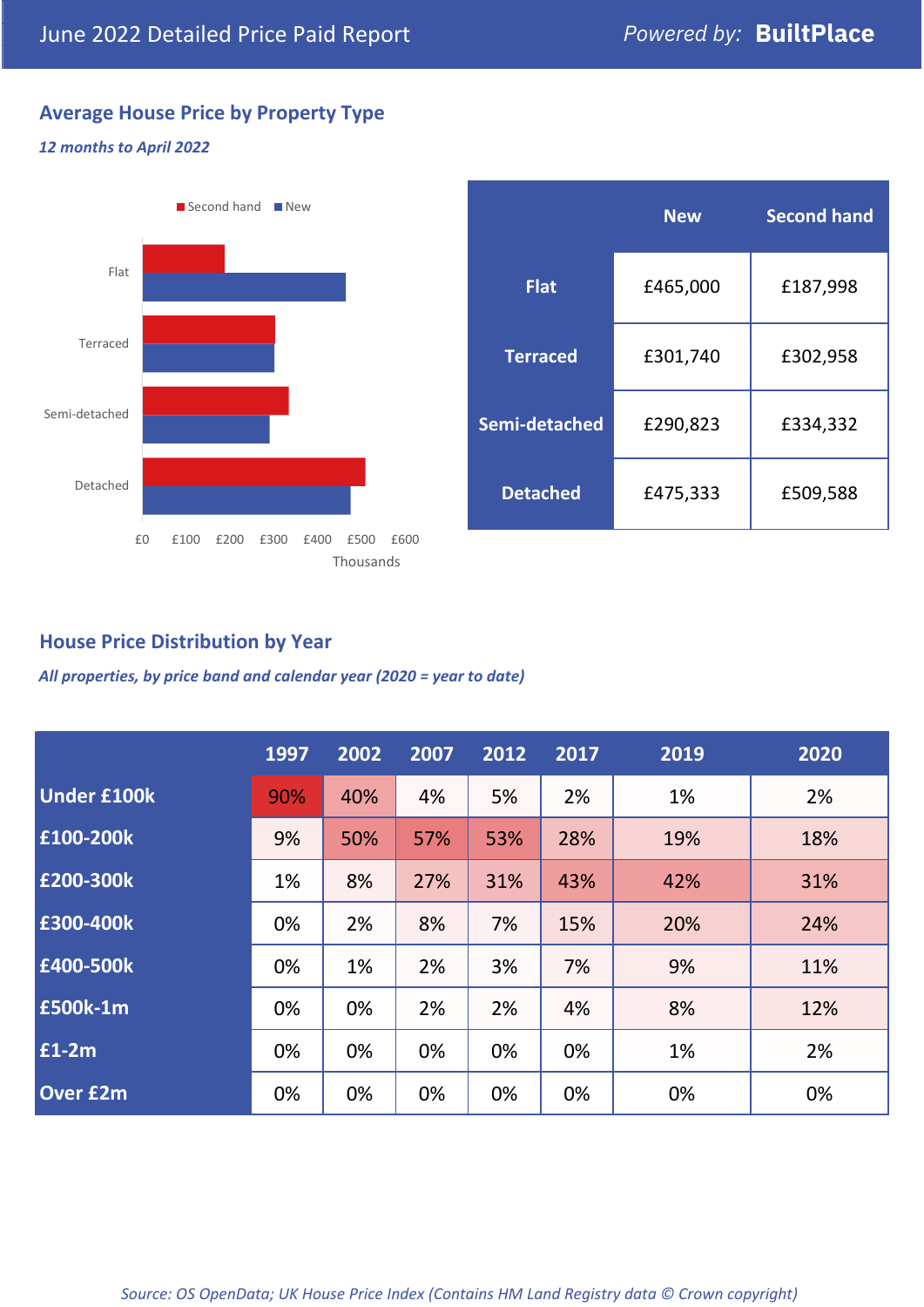June 2022 Detailed Price Paid Report

*Powered by:* **BuiltPlace**

## Average House Price by Property Type

***12 months to April 2022***

Second hand | New

Flat

Terraced

Semi-detached

Detached

£0 £100 £200 £300 £400 £500 £600

Thousands

| | New | Second hand |
|---|---|---|
| **Flat** | £465,000 | £187,998 |
| **Terraced** | £301,740 | £302,958 |
| **Semi-detached** | £290,823 | £334,332 |
| **Detached** | £475,333 | £509,588 |

## House Price Distribution by Year

***All properties, by price band and calendar year (2020 = year to date)***

| | 1997 | 2002 | 2007 | 2012 | 2017 | 2019 | 2020 |
|---|---|---|---|---|---|---|---|
| **Under £100k** | 90% | 40% | 4% | 5% | 2% | 1% | 2% |
| **£100-200k** | 9% | 50% | 57% | 53% | 28% | 19% | 18% |
| **£200-300k** | 1% | 8% | 27% | 31% | 43% | 42% | 31% |
| **£300-400k** | 0% | 2% | 8% | 7% | 15% | 20% | 24% |
| **£400-500k** | 0% | 1% | 2% | 3% | 7% | 9% | 11% |
| **£500k-1m** | 0% | 0% | 2% | 2% | 4% | 8% | 12% |
| **£1-2m** | 0% | 0% | 0% | 0% | 0% | 1% | 2% |
| **Over £2m** | 0% | 0% | 0% | 0% | 0% | 0% | 0% |

*Source: OS OpenData; UK House Price Index (Contains HM Land Registry data © Crown copyright)*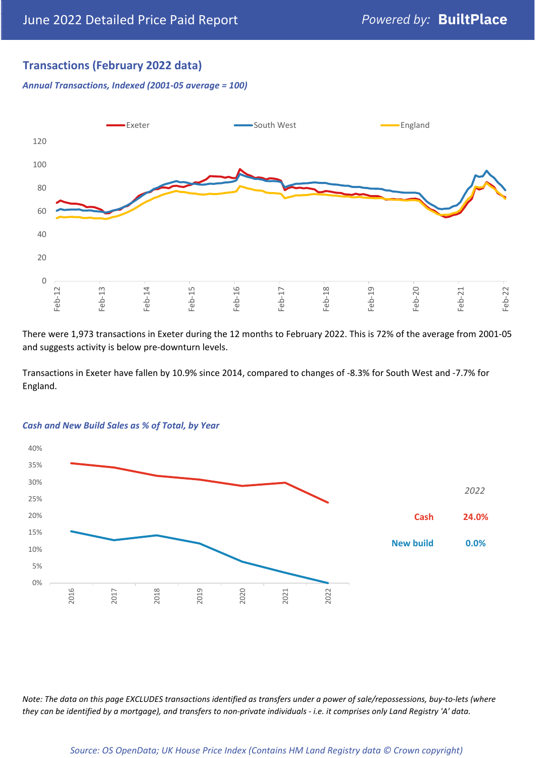## Transactions (February 2022 data)

*Annual Transactions, Indexed (2001-05 average = 100)*

There were 1,973 transactions in Exeter during the 12 months to February 2022. This is 72% of the average from 2001-05 and suggests activity is below pre-downturn levels.

Transactions in Exeter have fallen by 10.9% since 2014, compared to changes of -8.3% for South West and -7.7% for England.

*Cash and New Build Sales as % of Total, by Year*

| 2022 | |
|---|---|
| Cash | 24.0% |
| New build | 0.0% |

*Note: The data on this page EXCLUDES transactions identified as transfers under a power of sale/repossessions, buy-to-lets (where they can be identified by a mortgage), and transfers to non-private individuals - i.e. it comprises only Land Registry 'A' data.*

*Source: OS OpenData; UK House Price Index (Contains HM Land Registry data © Crown copyright)*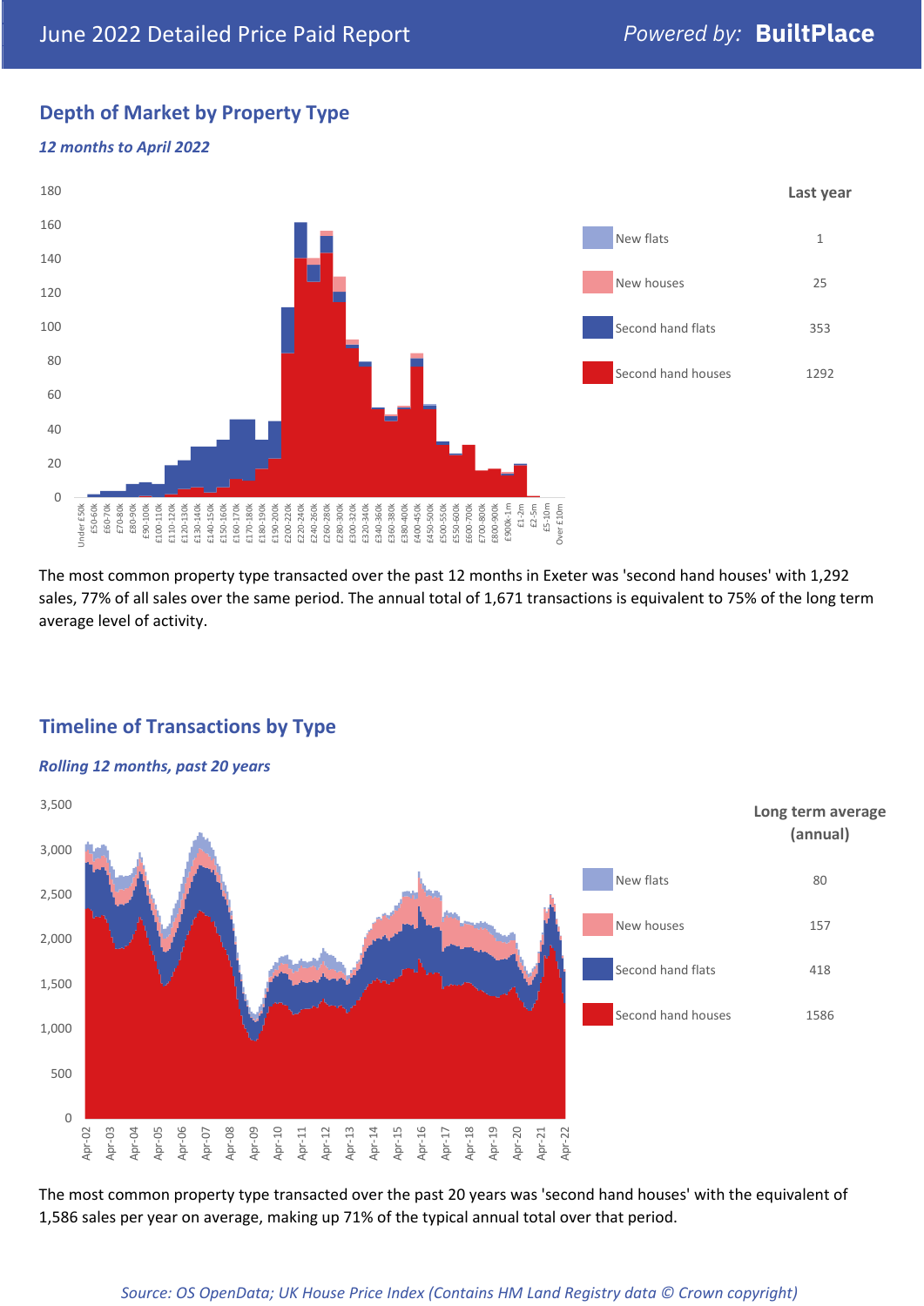June 2022 Detailed Price Paid Report

Powered by: **BuiltPlace**

## Depth of Market by Property Type

*12 months to April 2022*

180
160
140
120
100
80
60
40
20
0

Under £50k, £50-60k, £60-70k, £70-80k, £80-90k, £90-100k, £100-110k, £110-120k, £120-130k, £130-140k, £140-150k, £150-160k, £160-170k, £170-180k, £180-190k, £190-200k, £200-220k, £220-240k, £240-260k, £260-280k, £280-300k, £300-320k, £320-340k, £340-360k, £360-380k, £380-400k, £400-450k, £450-500k, £500-550k, £550-600k, £600-700k, £700-800k, £800-900k, £900k-1m, £1-2m, £2-5m, £5-10m, Over £10m

Last year

New flats 1

New houses 25

Second hand flats 353

Second hand houses 1292

The most common property type transacted over the past 12 months in Exeter was 'second hand houses' with 1,292 sales, 77% of all sales over the same period. The annual total of 1,671 transactions is equivalent to 75% of the long term average level of activity.

## Timeline of Transactions by Type

*Rolling 12 months, past 20 years*

3,500
3,000
2,500
2,000
1,500
1,000
500
0

Apr-02, Apr-03, Apr-04, Apr-05, Apr-06, Apr-07, Apr-08, Apr-09, Apr-10, Apr-11, Apr-12, Apr-13, Apr-14, Apr-15, Apr-16, Apr-17, Apr-18, Apr-19, Apr-20, Apr-21, Apr-22

Long term average (annual)

New flats 80

New houses 157

Second hand flats 418

Second hand houses 1586

The most common property type transacted over the past 20 years was 'second hand houses' with the equivalent of 1,586 sales per year on average, making up 71% of the typical annual total over that period.

*Source: OS OpenData; UK House Price Index (Contains HM Land Registry data © Crown copyright)*